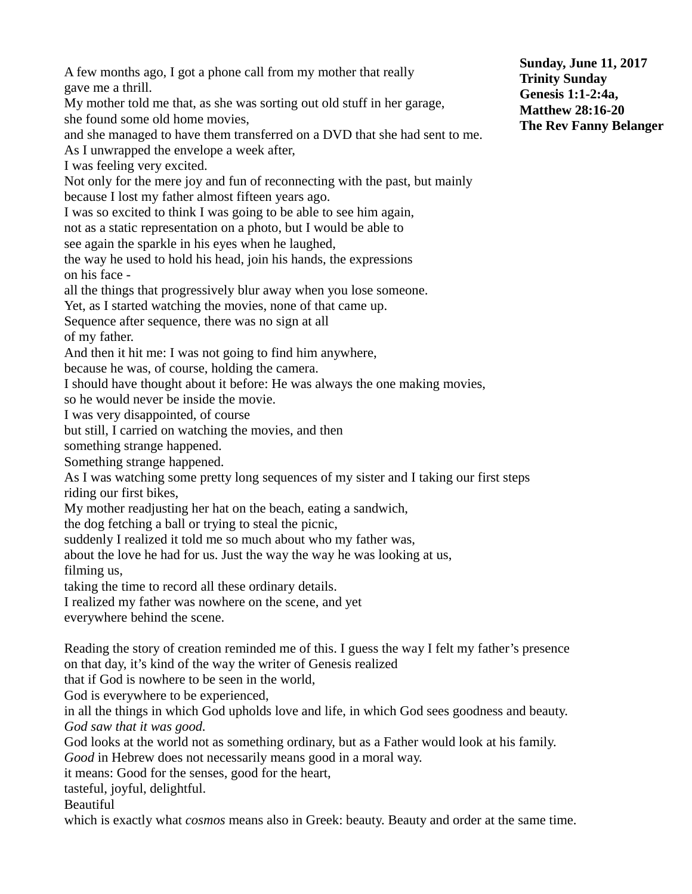**Sunday, June 11, 2017**
**Trinity Sunday**
**Genesis 1:1-2:4a,**
**Matthew 28:16-20**
**The Rev Fanny Belanger**

A few months ago, I got a phone call from my mother that really
gave me a thrill.
My mother told me that, as she was sorting out old stuff in her garage,
she found some old home movies,
and she managed to have them transferred on a DVD that she had sent to me.
As I unwrapped the envelope a week after,
I was feeling very excited.
Not only for the mere joy and fun of reconnecting with the past, but mainly
because I lost my father almost fifteen years ago.
I was so excited to think I was going to be able to see him again,
not as a static representation on a photo, but I would be able to
see again the sparkle in his eyes when he laughed,
the way he used to hold his head, join his hands, the expressions
on his face -
all the things that progressively blur away when you lose someone.
Yet, as I started watching the movies, none of that came up.
Sequence after sequence, there was no sign at all
of my father.
And then it hit me: I was not going to find him anywhere,
because he was, of course, holding the camera.
I should have thought about it before: He was always the one making movies,
so he would never be inside the movie.
I was very disappointed, of course
but still, I carried on watching the movies, and then
something strange happened.
Something strange happened.
As I was watching some pretty long sequences of my sister and I taking our first steps
riding our first bikes,
My mother readjusting her hat on the beach, eating a sandwich,
the dog fetching a ball or trying to steal the picnic,
suddenly I realized it told me so much about who my father was,
about the love he had for us. Just the way the way he was looking at us,
filming us,
taking the time to record all these ordinary details.
I realized my father was nowhere on the scene, and yet
everywhere behind the scene.

Reading the story of creation reminded me of this. I guess the way I felt my father's presence
on that day, it's kind of the way the writer of Genesis realized
that if God is nowhere to be seen in the world,
God is everywhere to be experienced,
in all the things in which God upholds love and life, in which God sees goodness and beauty.
*God saw that it was good.*
God looks at the world not as something ordinary, but as a Father would look at his family.
*Good* in Hebrew does not necessarily means good in a moral way.
it means: Good for the senses, good for the heart,
tasteful, joyful, delightful.
Beautiful
which is exactly what *cosmos* means also in Greek: beauty. Beauty and order at the same time.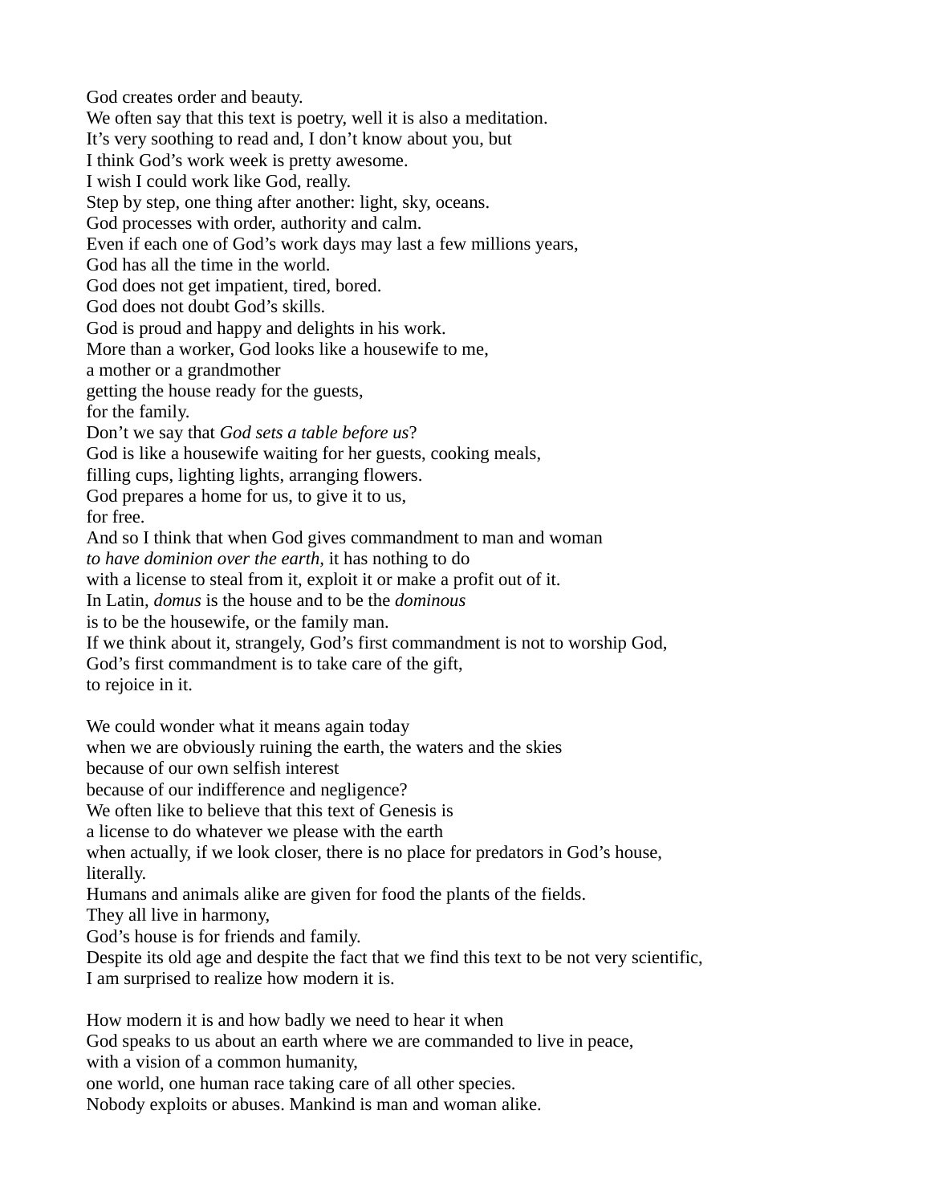God creates order and beauty.  
We often say that this text is poetry, well it is also a meditation.  
It's very soothing to read and, I don't know about you, but  
I think God's work week is pretty awesome.  
I wish I could work like God, really.  
Step by step, one thing after another: light, sky, oceans.  
God processes with order, authority and calm.  
Even if each one of God's work days may last a few millions years,  
God has all the time in the world.  
God does not get impatient, tired, bored.  
God does not doubt God's skills.  
God is proud and happy and delights in his work.  
More than a worker, God looks like a housewife to me,  
a mother or a grandmother  
getting the house ready for the guests,  
for the family.  
Don't we say that *God sets a table before us*?  
God is like a housewife waiting for her guests, cooking meals,  
filling cups, lighting lights, arranging flowers.  
God prepares a home for us, to give it to us,  
for free.  
And so I think that when God gives commandment to man and woman  
*to have dominion over the earth*, it has nothing to do  
with a license to steal from it, exploit it or make a profit out of it.  
In Latin, *domus* is the house and to be the *dominous*  
is to be the housewife, or the family man.  
If we think about it, strangely, God's first commandment is not to worship God,  
God's first commandment is to take care of the gift,  
to rejoice in it.

We could wonder what it means again today  
when we are obviously ruining the earth, the waters and the skies  
because of our own selfish interest  
because of our indifference and negligence?  
We often like to believe that this text of Genesis is  
a license to do whatever we please with the earth  
when actually, if we look closer, there is no place for predators in God's house,  
literally.  
Humans and animals alike are given for food the plants of the fields.  
They all live in harmony,  
God's house is for friends and family.  
Despite its old age and despite the fact that we find this text to be not very scientific,  
I am surprised to realize how modern it is.

How modern it is and how badly we need to hear it when  
God speaks to us about an earth where we are commanded to live in peace,  
with a vision of a common humanity,  
one world, one human race taking care of all other species.  
Nobody exploits or abuses. Mankind is man and woman alike.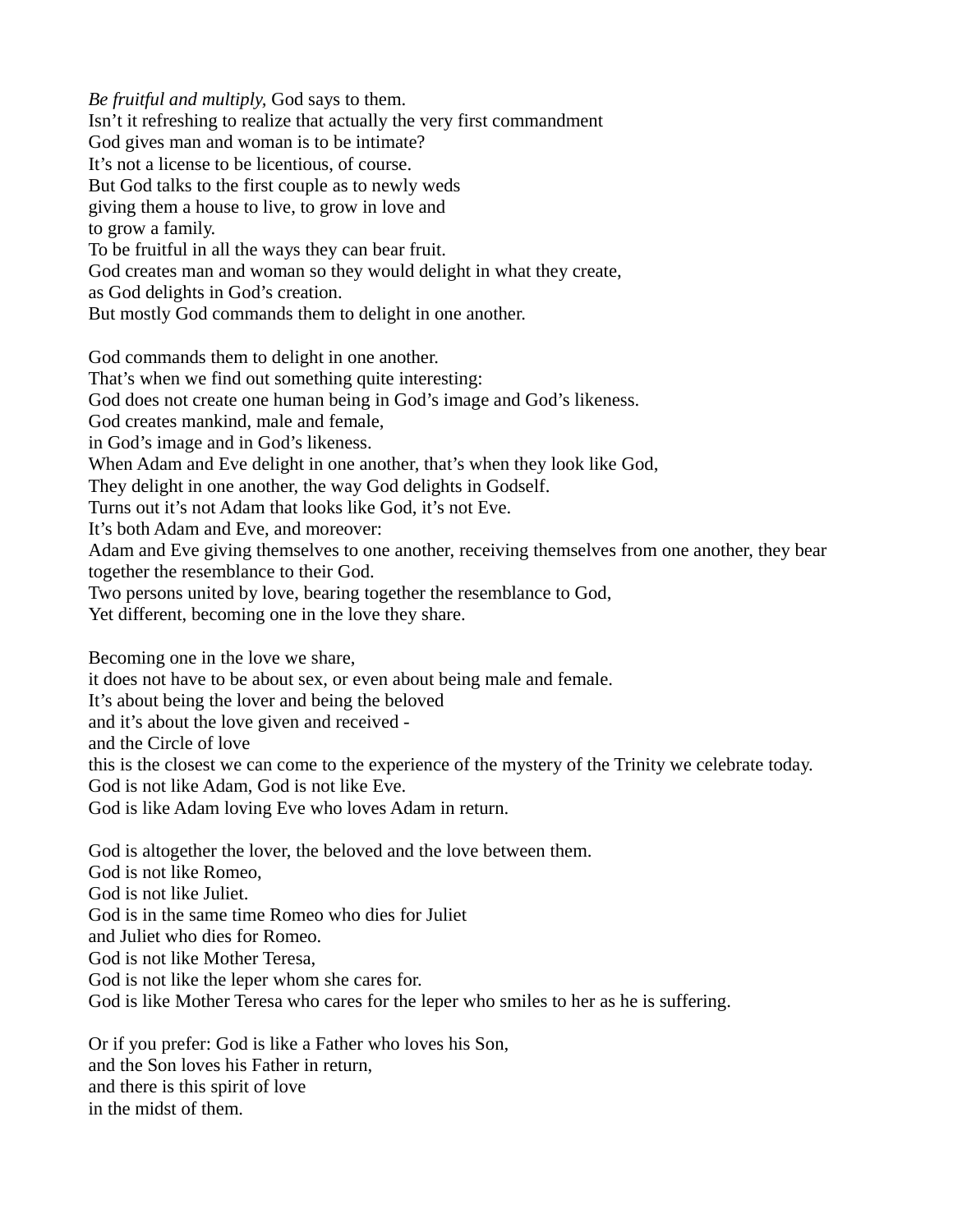*Be fruitful and multiply,* God says to them.
Isn't it refreshing to realize that actually the very first commandment
God gives man and woman is to be intimate?
It's not a license to be licentious, of course.
But God talks to the first couple as to newly weds
giving them a house to live, to grow in love and
to grow a family.
To be fruitful in all the ways they can bear fruit.
God creates man and woman so they would delight in what they create,
as God delights in God's creation.
But mostly God commands them to delight in one another.

God commands them to delight in one another.
That's when we find out something quite interesting:
God does not create one human being in God's image and God's likeness.
God creates mankind, male and female,
in God's image and in God's likeness.
When Adam and Eve delight in one another, that's when they look like God,
They delight in one another, the way God delights in Godself.
Turns out it's not Adam that looks like God, it's not Eve.
It's both Adam and Eve, and moreover:
Adam and Eve giving themselves to one another, receiving themselves from one another, they bear together the resemblance to their God.
Two persons united by love, bearing together the resemblance to God,
Yet different, becoming one in the love they share.

Becoming one in the love we share,
it does not have to be about sex, or even about being male and female.
It's about being the lover and being the beloved
and it's about the love given and received -
and the Circle of love
this is the closest we can come to the experience of the mystery of the Trinity we celebrate today.
God is not like Adam, God is not like Eve.
God is like Adam loving Eve who loves Adam in return.

God is altogether the lover, the beloved and the love between them.
God is not like Romeo,
God is not like Juliet.
God is in the same time Romeo who dies for Juliet
and Juliet who dies for Romeo.
God is not like Mother Teresa,
God is not like the leper whom she cares for.
God is like Mother Teresa who cares for the leper who smiles to her as he is suffering.

Or if you prefer: God is like a Father who loves his Son,
and the Son loves his Father in return,
and there is this spirit of love
in the midst of them.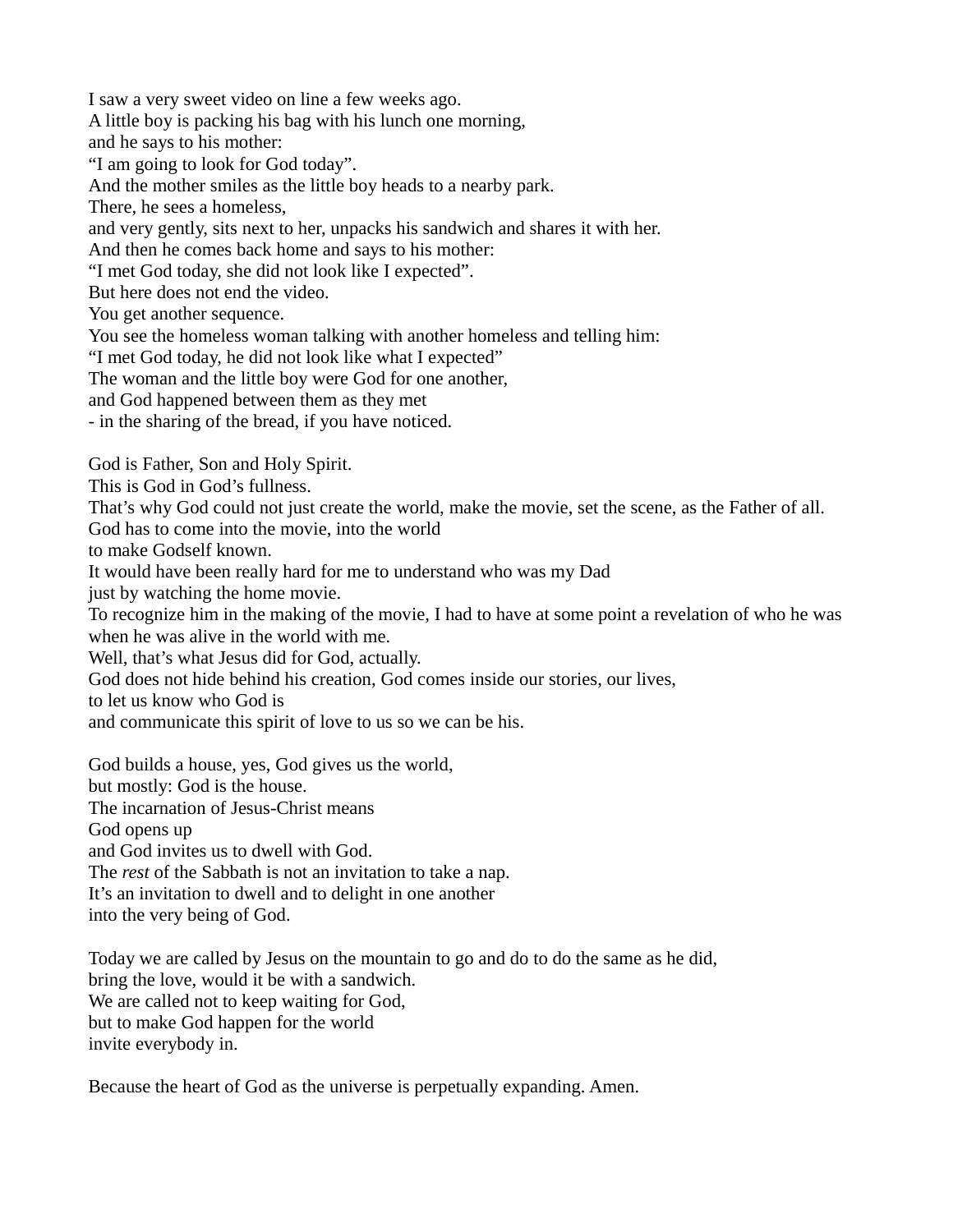I saw a very sweet video on line a few weeks ago.
A little boy is packing his bag with his lunch one morning,
and he says to his mother:
“I am going to look for God today”.
And the mother smiles as the little boy heads to a nearby park.
There, he sees a homeless,
and very gently, sits next to her, unpacks his sandwich and shares it with her.
And then he comes back home and says to his mother:
“I met God today, she did not look like I expected”.
But here does not end the video.
You get another sequence.
You see the homeless woman talking with another homeless and telling him:
“I met God today, he did not look like what I expected”
The woman and the little boy were God for one another,
and God happened between them as they met
- in the sharing of the bread, if you have noticed.

God is Father, Son and Holy Spirit.
This is God in God’s fullness.
That’s why God could not just create the world, make the movie, set the scene, as the Father of all.
God has to come into the movie, into the world
to make Godself known.
It would have been really hard for me to understand who was my Dad
just by watching the home movie.
To recognize him in the making of the movie, I had to have at some point a revelation of who he was when he was alive in the world with me.
Well, that’s what Jesus did for God, actually.
God does not hide behind his creation, God comes inside our stories, our lives,
to let us know who God is
and communicate this spirit of love to us so we can be his.

God builds a house, yes, God gives us the world,
but mostly: God is the house.
The incarnation of Jesus-Christ means
God opens up
and God invites us to dwell with God.
The *rest* of the Sabbath is not an invitation to take a nap.
It’s an invitation to dwell and to delight in one another
into the very being of God.

Today we are called by Jesus on the mountain to go and do to do the same as he did,
bring the love, would it be with a sandwich.
We are called not to keep waiting for God,
but to make God happen for the world
invite everybody in.

Because the heart of God as the universe is perpetually expanding. Amen.